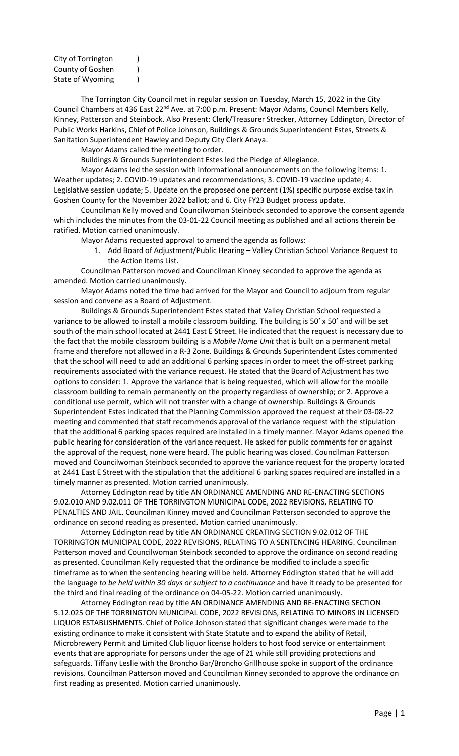City of Torrington )
County of Goshen )
State of Wyoming )

The Torrington City Council met in regular session on Tuesday, March 15, 2022 in the City Council Chambers at 436 East 22nd Ave. at 7:00 p.m. Present: Mayor Adams, Council Members Kelly, Kinney, Patterson and Steinbock. Also Present: Clerk/Treasurer Strecker, Attorney Eddington, Director of Public Works Harkins, Chief of Police Johnson, Buildings & Grounds Superintendent Estes, Streets & Sanitation Superintendent Hawley and Deputy City Clerk Anaya.

Mayor Adams called the meeting to order.

Buildings & Grounds Superintendent Estes led the Pledge of Allegiance.

Mayor Adams led the session with informational announcements on the following items: 1. Weather updates; 2. COVID-19 updates and recommendations; 3. COVID-19 vaccine update; 4. Legislative session update; 5. Update on the proposed one percent (1%) specific purpose excise tax in Goshen County for the November 2022 ballot; and 6. City FY23 Budget process update.

Councilman Kelly moved and Councilwoman Steinbock seconded to approve the consent agenda which includes the minutes from the 03-01-22 Council meeting as published and all actions therein be ratified. Motion carried unanimously.

Mayor Adams requested approval to amend the agenda as follows:

1. Add Board of Adjustment/Public Hearing – Valley Christian School Variance Request to the Action Items List.

Councilman Patterson moved and Councilman Kinney seconded to approve the agenda as amended. Motion carried unanimously.

Mayor Adams noted the time had arrived for the Mayor and Council to adjourn from regular session and convene as a Board of Adjustment.

Buildings & Grounds Superintendent Estes stated that Valley Christian School requested a variance to be allowed to install a mobile classroom building. The building is 50' x 50' and will be set south of the main school located at 2441 East E Street. He indicated that the request is necessary due to the fact that the mobile classroom building is a *Mobile Home Unit* that is built on a permanent metal frame and therefore not allowed in a R-3 Zone. Buildings & Grounds Superintendent Estes commented that the school will need to add an additional 6 parking spaces in order to meet the off-street parking requirements associated with the variance request. He stated that the Board of Adjustment has two options to consider: 1. Approve the variance that is being requested, which will allow for the mobile classroom building to remain permanently on the property regardless of ownership; or 2. Approve a conditional use permit, which will not transfer with a change of ownership. Buildings & Grounds Superintendent Estes indicated that the Planning Commission approved the request at their 03-08-22 meeting and commented that staff recommends approval of the variance request with the stipulation that the additional 6 parking spaces required are installed in a timely manner. Mayor Adams opened the public hearing for consideration of the variance request. He asked for public comments for or against the approval of the request, none were heard. The public hearing was closed. Councilman Patterson moved and Councilwoman Steinbock seconded to approve the variance request for the property located at 2441 East E Street with the stipulation that the additional 6 parking spaces required are installed in a timely manner as presented. Motion carried unanimously.

Attorney Eddington read by title AN ORDINANCE AMENDING AND RE-ENACTING SECTIONS 9.02.010 AND 9.02.011 OF THE TORRINGTON MUNICIPAL CODE, 2022 REVISIONS, RELATING TO PENALTIES AND JAIL. Councilman Kinney moved and Councilman Patterson seconded to approve the ordinance on second reading as presented. Motion carried unanimously.

Attorney Eddington read by title AN ORDINANCE CREATING SECTION 9.02.012 OF THE TORRINGTON MUNICIPAL CODE, 2022 REVISIONS, RELATING TO A SENTENCING HEARING. Councilman Patterson moved and Councilwoman Steinbock seconded to approve the ordinance on second reading as presented. Councilman Kelly requested that the ordinance be modified to include a specific timeframe as to when the sentencing hearing will be held. Attorney Eddington stated that he will add the language *to be held within 30 days or subject to a continuance* and have it ready to be presented for the third and final reading of the ordinance on 04-05-22. Motion carried unanimously.

Attorney Eddington read by title AN ORDINANCE AMENDING AND RE-ENACTING SECTION 5.12.025 OF THE TORRINGTON MUNICIPAL CODE, 2022 REVISIONS, RELATING TO MINORS IN LICENSED LIQUOR ESTABLISHMENTS. Chief of Police Johnson stated that significant changes were made to the existing ordinance to make it consistent with State Statute and to expand the ability of Retail, Microbrewery Permit and Limited Club liquor license holders to host food service or entertainment events that are appropriate for persons under the age of 21 while still providing protections and safeguards. Tiffany Leslie with the Broncho Bar/Broncho Grillhouse spoke in support of the ordinance revisions. Councilman Patterson moved and Councilman Kinney seconded to approve the ordinance on first reading as presented. Motion carried unanimously.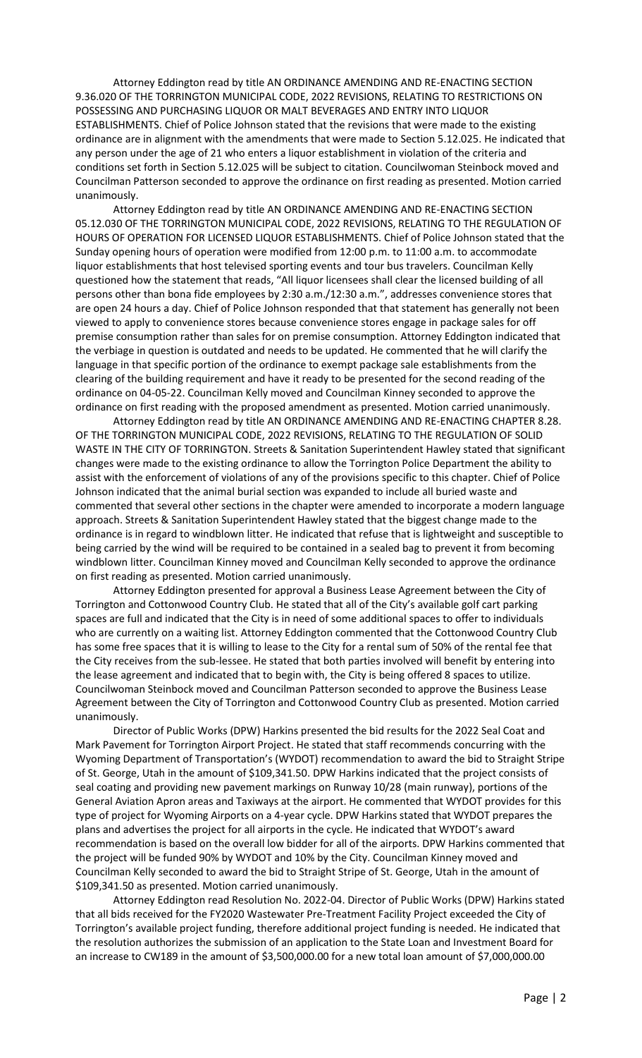Attorney Eddington read by title AN ORDINANCE AMENDING AND RE-ENACTING SECTION 9.36.020 OF THE TORRINGTON MUNICIPAL CODE, 2022 REVISIONS, RELATING TO RESTRICTIONS ON POSSESSING AND PURCHASING LIQUOR OR MALT BEVERAGES AND ENTRY INTO LIQUOR ESTABLISHMENTS. Chief of Police Johnson stated that the revisions that were made to the existing ordinance are in alignment with the amendments that were made to Section 5.12.025. He indicated that any person under the age of 21 who enters a liquor establishment in violation of the criteria and conditions set forth in Section 5.12.025 will be subject to citation. Councilwoman Steinbock moved and Councilman Patterson seconded to approve the ordinance on first reading as presented. Motion carried unanimously.

Attorney Eddington read by title AN ORDINANCE AMENDING AND RE-ENACTING SECTION 05.12.030 OF THE TORRINGTON MUNICIPAL CODE, 2022 REVISIONS, RELATING TO THE REGULATION OF HOURS OF OPERATION FOR LICENSED LIQUOR ESTABLISHMENTS. Chief of Police Johnson stated that the Sunday opening hours of operation were modified from 12:00 p.m. to 11:00 a.m. to accommodate liquor establishments that host televised sporting events and tour bus travelers. Councilman Kelly questioned how the statement that reads, "All liquor licensees shall clear the licensed building of all persons other than bona fide employees by 2:30 a.m./12:30 a.m.", addresses convenience stores that are open 24 hours a day. Chief of Police Johnson responded that that statement has generally not been viewed to apply to convenience stores because convenience stores engage in package sales for off premise consumption rather than sales for on premise consumption. Attorney Eddington indicated that the verbiage in question is outdated and needs to be updated. He commented that he will clarify the language in that specific portion of the ordinance to exempt package sale establishments from the clearing of the building requirement and have it ready to be presented for the second reading of the ordinance on 04-05-22. Councilman Kelly moved and Councilman Kinney seconded to approve the ordinance on first reading with the proposed amendment as presented. Motion carried unanimously.

Attorney Eddington read by title AN ORDINANCE AMENDING AND RE-ENACTING CHAPTER 8.28. OF THE TORRINGTON MUNICIPAL CODE, 2022 REVISIONS, RELATING TO THE REGULATION OF SOLID WASTE IN THE CITY OF TORRINGTON. Streets & Sanitation Superintendent Hawley stated that significant changes were made to the existing ordinance to allow the Torrington Police Department the ability to assist with the enforcement of violations of any of the provisions specific to this chapter. Chief of Police Johnson indicated that the animal burial section was expanded to include all buried waste and commented that several other sections in the chapter were amended to incorporate a modern language approach. Streets & Sanitation Superintendent Hawley stated that the biggest change made to the ordinance is in regard to windblown litter. He indicated that refuse that is lightweight and susceptible to being carried by the wind will be required to be contained in a sealed bag to prevent it from becoming windblown litter. Councilman Kinney moved and Councilman Kelly seconded to approve the ordinance on first reading as presented. Motion carried unanimously.

Attorney Eddington presented for approval a Business Lease Agreement between the City of Torrington and Cottonwood Country Club. He stated that all of the City's available golf cart parking spaces are full and indicated that the City is in need of some additional spaces to offer to individuals who are currently on a waiting list. Attorney Eddington commented that the Cottonwood Country Club has some free spaces that it is willing to lease to the City for a rental sum of 50% of the rental fee that the City receives from the sub-lessee. He stated that both parties involved will benefit by entering into the lease agreement and indicated that to begin with, the City is being offered 8 spaces to utilize. Councilwoman Steinbock moved and Councilman Patterson seconded to approve the Business Lease Agreement between the City of Torrington and Cottonwood Country Club as presented. Motion carried unanimously.

Director of Public Works (DPW) Harkins presented the bid results for the 2022 Seal Coat and Mark Pavement for Torrington Airport Project. He stated that staff recommends concurring with the Wyoming Department of Transportation's (WYDOT) recommendation to award the bid to Straight Stripe of St. George, Utah in the amount of $109,341.50. DPW Harkins indicated that the project consists of seal coating and providing new pavement markings on Runway 10/28 (main runway), portions of the General Aviation Apron areas and Taxiways at the airport. He commented that WYDOT provides for this type of project for Wyoming Airports on a 4-year cycle. DPW Harkins stated that WYDOT prepares the plans and advertises the project for all airports in the cycle. He indicated that WYDOT's award recommendation is based on the overall low bidder for all of the airports. DPW Harkins commented that the project will be funded 90% by WYDOT and 10% by the City. Councilman Kinney moved and Councilman Kelly seconded to award the bid to Straight Stripe of St. George, Utah in the amount of $109,341.50 as presented. Motion carried unanimously.

Attorney Eddington read Resolution No. 2022-04. Director of Public Works (DPW) Harkins stated that all bids received for the FY2020 Wastewater Pre-Treatment Facility Project exceeded the City of Torrington's available project funding, therefore additional project funding is needed. He indicated that the resolution authorizes the submission of an application to the State Loan and Investment Board for an increase to CW189 in the amount of $3,500,000.00 for a new total loan amount of $7,000,000.00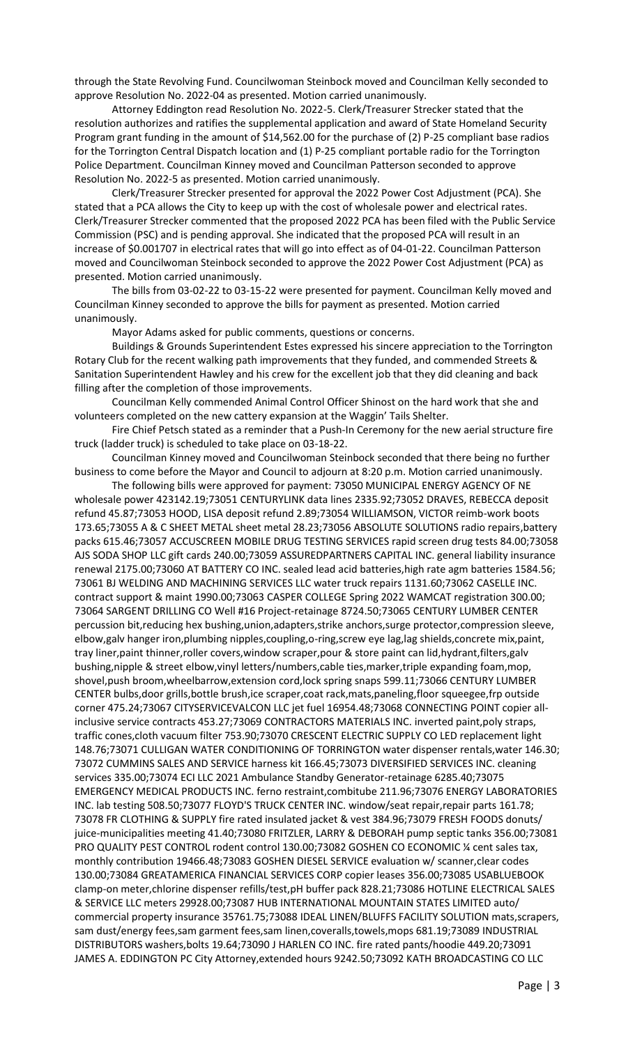through the State Revolving Fund. Councilwoman Steinbock moved and Councilman Kelly seconded to approve Resolution No. 2022-04 as presented. Motion carried unanimously.

Attorney Eddington read Resolution No. 2022-5. Clerk/Treasurer Strecker stated that the resolution authorizes and ratifies the supplemental application and award of State Homeland Security Program grant funding in the amount of $14,562.00 for the purchase of (2) P-25 compliant base radios for the Torrington Central Dispatch location and (1) P-25 compliant portable radio for the Torrington Police Department. Councilman Kinney moved and Councilman Patterson seconded to approve Resolution No. 2022-5 as presented. Motion carried unanimously.

Clerk/Treasurer Strecker presented for approval the 2022 Power Cost Adjustment (PCA). She stated that a PCA allows the City to keep up with the cost of wholesale power and electrical rates. Clerk/Treasurer Strecker commented that the proposed 2022 PCA has been filed with the Public Service Commission (PSC) and is pending approval. She indicated that the proposed PCA will result in an increase of $0.001707 in electrical rates that will go into effect as of 04-01-22. Councilman Patterson moved and Councilwoman Steinbock seconded to approve the 2022 Power Cost Adjustment (PCA) as presented. Motion carried unanimously.

The bills from 03-02-22 to 03-15-22 were presented for payment. Councilman Kelly moved and Councilman Kinney seconded to approve the bills for payment as presented. Motion carried unanimously.

Mayor Adams asked for public comments, questions or concerns.

Buildings & Grounds Superintendent Estes expressed his sincere appreciation to the Torrington Rotary Club for the recent walking path improvements that they funded, and commended Streets & Sanitation Superintendent Hawley and his crew for the excellent job that they did cleaning and back filling after the completion of those improvements.

Councilman Kelly commended Animal Control Officer Shinost on the hard work that she and volunteers completed on the new cattery expansion at the Waggin' Tails Shelter.

Fire Chief Petsch stated as a reminder that a Push-In Ceremony for the new aerial structure fire truck (ladder truck) is scheduled to take place on 03-18-22.

Councilman Kinney moved and Councilwoman Steinbock seconded that there being no further business to come before the Mayor and Council to adjourn at 8:20 p.m. Motion carried unanimously.

The following bills were approved for payment: 73050 MUNICIPAL ENERGY AGENCY OF NE wholesale power 423142.19;73051 CENTURYLINK data lines 2335.92;73052 DRAVES, REBECCA deposit refund 45.87;73053 HOOD, LISA deposit refund 2.89;73054 WILLIAMSON, VICTOR reimb-work boots 173.65;73055 A & C SHEET METAL sheet metal 28.23;73056 ABSOLUTE SOLUTIONS radio repairs,battery packs 615.46;73057 ACCUSCREEN MOBILE DRUG TESTING SERVICES rapid screen drug tests 84.00;73058 AJS SODA SHOP LLC gift cards 240.00;73059 ASSUREDPARTNERS CAPITAL INC. general liability insurance renewal 2175.00;73060 AT BATTERY CO INC. sealed lead acid batteries,high rate agm batteries 1584.56; 73061 BJ WELDING AND MACHINING SERVICES LLC water truck repairs 1131.60;73062 CASELLE INC. contract support & maint 1990.00;73063 CASPER COLLEGE Spring 2022 WAMCAT registration 300.00; 73064 SARGENT DRILLING CO Well #16 Project-retainage 8724.50;73065 CENTURY LUMBER CENTER percussion bit,reducing hex bushing,union,adapters,strike anchors,surge protector,compression sleeve, elbow,galv hanger iron,plumbing nipples,coupling,o-ring,screw eye lag,lag shields,concrete mix,paint, tray liner,paint thinner,roller covers,window scraper,pour & store paint can lid,hydrant,filters,galv bushing,nipple & street elbow,vinyl letters/numbers,cable ties,marker,triple expanding foam,mop, shovel,push broom,wheelbarrow,extension cord,lock spring snaps 599.11;73066 CENTURY LUMBER CENTER bulbs,door grills,bottle brush,ice scraper,coat rack,mats,paneling,floor squeegee,frp outside corner 475.24;73067 CITYSERVICEVALCON LLC jet fuel 16954.48;73068 CONNECTING POINT copier all-inclusive service contracts 453.27;73069 CONTRACTORS MATERIALS INC. inverted paint,poly straps, traffic cones,cloth vacuum filter 753.90;73070 CRESCENT ELECTRIC SUPPLY CO LED replacement light 148.76;73071 CULLIGAN WATER CONDITIONING OF TORRINGTON water dispenser rentals,water 146.30; 73072 CUMMINS SALES AND SERVICE harness kit 166.45;73073 DIVERSIFIED SERVICES INC. cleaning services 335.00;73074 ECI LLC 2021 Ambulance Standby Generator-retainage 6285.40;73075 EMERGENCY MEDICAL PRODUCTS INC. ferno restraint,combitube 211.96;73076 ENERGY LABORATORIES INC. lab testing 508.50;73077 FLOYD'S TRUCK CENTER INC. window/seat repair,repair parts 161.78; 73078 FR CLOTHING & SUPPLY fire rated insulated jacket & vest 384.96;73079 FRESH FOODS donuts/ juice-municipalities meeting 41.40;73080 FRITZLER, LARRY & DEBORAH pump septic tanks 356.00;73081 PRO QUALITY PEST CONTROL rodent control 130.00;73082 GOSHEN CO ECONOMIC ¼ cent sales tax, monthly contribution 19466.48;73083 GOSHEN DIESEL SERVICE evaluation w/ scanner,clear codes 130.00;73084 GREATAMERICA FINANCIAL SERVICES CORP copier leases 356.00;73085 USABLUEBOOK clamp-on meter,chlorine dispenser refills/test,pH buffer pack 828.21;73086 HOTLINE ELECTRICAL SALES & SERVICE LLC meters 29928.00;73087 HUB INTERNATIONAL MOUNTAIN STATES LIMITED auto/ commercial property insurance 35761.75;73088 IDEAL LINEN/BLUFFS FACILITY SOLUTION mats,scrapers, sam dust/energy fees,sam garment fees,sam linen,coveralls,towels,mops 681.19;73089 INDUSTRIAL DISTRIBUTORS washers,bolts 19.64;73090 J HARLEN CO INC. fire rated pants/hoodie 449.20;73091 JAMES A. EDDINGTON PC City Attorney,extended hours 9242.50;73092 KATH BROADCASTING CO LLC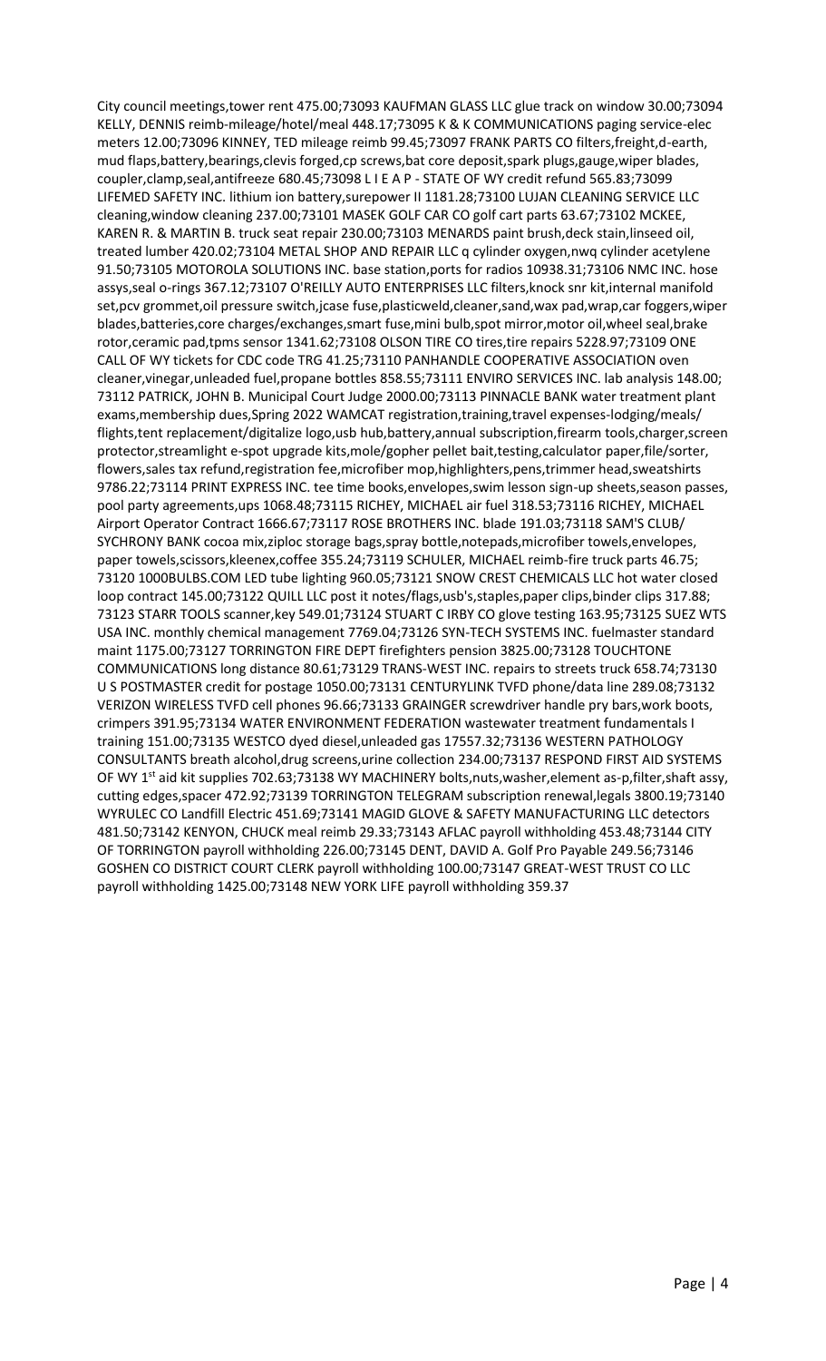City council meetings,tower rent 475.00;73093 KAUFMAN GLASS LLC glue track on window 30.00;73094 KELLY, DENNIS reimb-mileage/hotel/meal 448.17;73095 K & K COMMUNICATIONS paging service-elec meters 12.00;73096 KINNEY, TED mileage reimb 99.45;73097 FRANK PARTS CO filters,freight,d-earth, mud flaps,battery,bearings,clevis forged,cp screws,bat core deposit,spark plugs,gauge,wiper blades, coupler,clamp,seal,antifreeze 680.45;73098 L I E A P - STATE OF WY credit refund 565.83;73099 LIFEMED SAFETY INC. lithium ion battery,surepower II 1181.28;73100 LUJAN CLEANING SERVICE LLC cleaning,window cleaning 237.00;73101 MASEK GOLF CAR CO golf cart parts 63.67;73102 MCKEE, KAREN R. & MARTIN B. truck seat repair 230.00;73103 MENARDS paint brush,deck stain,linseed oil, treated lumber 420.02;73104 METAL SHOP AND REPAIR LLC q cylinder oxygen,nwq cylinder acetylene 91.50;73105 MOTOROLA SOLUTIONS INC. base station,ports for radios 10938.31;73106 NMC INC. hose assys,seal o-rings 367.12;73107 O'REILLY AUTO ENTERPRISES LLC filters,knock snr kit,internal manifold set,pcv grommet,oil pressure switch,jcase fuse,plasticweld,cleaner,sand,wax pad,wrap,car foggers,wiper blades,batteries,core charges/exchanges,smart fuse,mini bulb,spot mirror,motor oil,wheel seal,brake rotor,ceramic pad,tpms sensor 1341.62;73108 OLSON TIRE CO tires,tire repairs 5228.97;73109 ONE CALL OF WY tickets for CDC code TRG 41.25;73110 PANHANDLE COOPERATIVE ASSOCIATION oven cleaner,vinegar,unleaded fuel,propane bottles 858.55;73111 ENVIRO SERVICES INC. lab analysis 148.00; 73112 PATRICK, JOHN B. Municipal Court Judge 2000.00;73113 PINNACLE BANK water treatment plant exams,membership dues,Spring 2022 WAMCAT registration,training,travel expenses-lodging/meals/ flights,tent replacement/digitalize logo,usb hub,battery,annual subscription,firearm tools,charger,screen protector,streamlight e-spot upgrade kits,mole/gopher pellet bait,testing,calculator paper,file/sorter, flowers,sales tax refund,registration fee,microfiber mop,highlighters,pens,trimmer head,sweatshirts 9786.22;73114 PRINT EXPRESS INC. tee time books,envelopes,swim lesson sign-up sheets,season passes, pool party agreements,ups 1068.48;73115 RICHEY, MICHAEL air fuel 318.53;73116 RICHEY, MICHAEL Airport Operator Contract 1666.67;73117 ROSE BROTHERS INC. blade 191.03;73118 SAM'S CLUB/ SYCHRONY BANK cocoa mix,ziploc storage bags,spray bottle,notepads,microfiber towels,envelopes, paper towels,scissors,kleenex,coffee 355.24;73119 SCHULER, MICHAEL reimb-fire truck parts 46.75; 73120 1000BULBS.COM LED tube lighting 960.05;73121 SNOW CREST CHEMICALS LLC hot water closed loop contract 145.00;73122 QUILL LLC post it notes/flags,usb's,staples,paper clips,binder clips 317.88; 73123 STARR TOOLS scanner,key 549.01;73124 STUART C IRBY CO glove testing 163.95;73125 SUEZ WTS USA INC. monthly chemical management 7769.04;73126 SYN-TECH SYSTEMS INC. fuelmaster standard maint 1175.00;73127 TORRINGTON FIRE DEPT firefighters pension 3825.00;73128 TOUCHTONE COMMUNICATIONS long distance 80.61;73129 TRANS-WEST INC. repairs to streets truck 658.74;73130 U S POSTMASTER credit for postage 1050.00;73131 CENTURYLINK TVFD phone/data line 289.08;73132 VERIZON WIRELESS TVFD cell phones 96.66;73133 GRAINGER screwdriver handle pry bars,work boots, crimpers 391.95;73134 WATER ENVIRONMENT FEDERATION wastewater treatment fundamentals I training 151.00;73135 WESTCO dyed diesel,unleaded gas 17557.32;73136 WESTERN PATHOLOGY CONSULTANTS breath alcohol,drug screens,urine collection 234.00;73137 RESPOND FIRST AID SYSTEMS OF WY 1st aid kit supplies 702.63;73138 WY MACHINERY bolts,nuts,washer,element as-p,filter,shaft assy, cutting edges,spacer 472.92;73139 TORRINGTON TELEGRAM subscription renewal,legals 3800.19;73140 WYRULEC CO Landfill Electric 451.69;73141 MAGID GLOVE & SAFETY MANUFACTURING LLC detectors 481.50;73142 KENYON, CHUCK meal reimb 29.33;73143 AFLAC payroll withholding 453.48;73144 CITY OF TORRINGTON payroll withholding 226.00;73145 DENT, DAVID A. Golf Pro Payable 249.56;73146 GOSHEN CO DISTRICT COURT CLERK payroll withholding 100.00;73147 GREAT-WEST TRUST CO LLC payroll withholding 1425.00;73148 NEW YORK LIFE payroll withholding 359.37